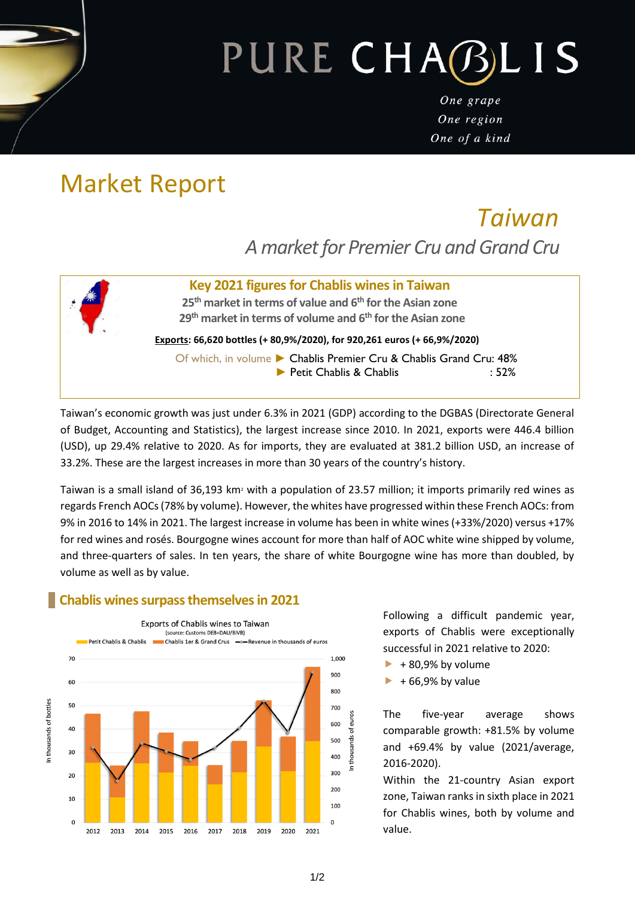# PURE CHABLIS

*One grape*
*One region*
*One of a kind*

# Market Report

## *Taiwan*

### *A market for Premier Cru and Grand Cru*

**Key 2021 figures for Chablis wines in Taiwan**

**25th market in terms of value and 6th for the Asian zone**
**29th market in terms of volume and 6th for the Asian zone**

**Exports: 66,620 bottles (+ 80,9%/2020), for 920,261 euros (+ 66,9%/2020)**

Of which, in volume ► Chablis Premier Cru & Chablis Grand Cru: 48%
► Petit Chablis & Chablis : 52%

Taiwan's economic growth was just under 6.3% in 2021 (GDP) according to the DGBAS (Directorate General of Budget, Accounting and Statistics), the largest increase since 2010. In 2021, exports were 446.4 billion (USD), up 29.4% relative to 2020. As for imports, they are evaluated at 381.2 billion USD, an increase of 33.2%. These are the largest increases in more than 30 years of the country's history.

Taiwan is a small island of 36,193 km² with a population of 23.57 million; it imports primarily red wines as regards French AOCs (78% by volume). However, the whites have progressed within these French AOCs: from 9% in 2016 to 14% in 2021. The largest increase in volume has been in white wines (+33%/2020) versus +17% for red wines and rosés. Bourgogne wines account for more than half of AOC white wine shipped by volume, and three-quarters of sales. In ten years, the share of white Bourgogne wine has more than doubled, by volume as well as by value.

## Chablis wines surpass themselves in 2021

Exports of Chablis wines to Taiwan
(source: Customs DEB+DAU/BIVB)

Following a difficult pandemic year, exports of Chablis were exceptionally successful in 2021 relative to 2020:

- + 80,9% by volume
- + 66,9% by value

The five-year average shows comparable growth: +81.5% by volume and +69.4% by value (2021/average, 2016-2020).

Within the 21-country Asian export zone, Taiwan ranks in sixth place in 2021 for Chablis wines, both by volume and value.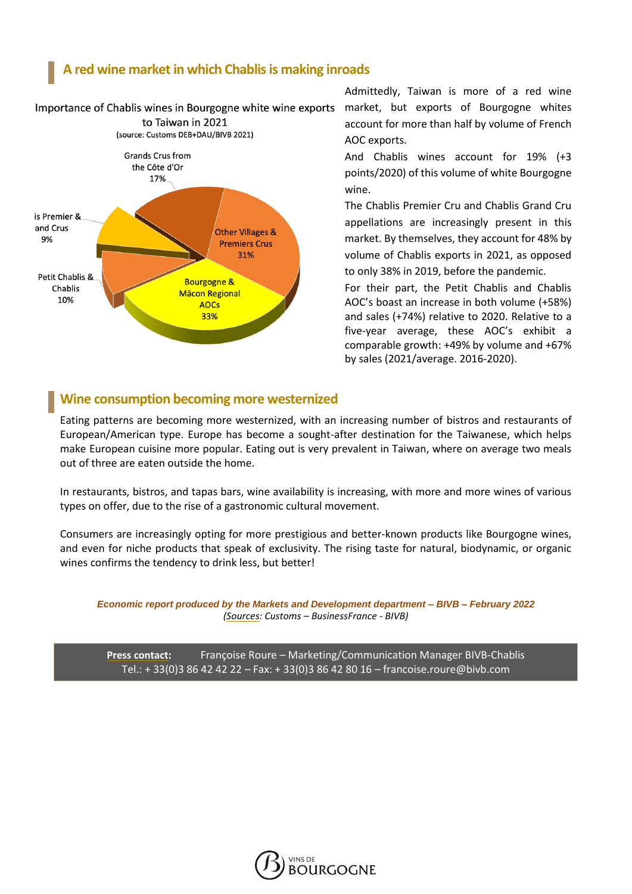## A red wine market in which Chablis is making inroads

Importance of Chablis wines in Bourgogne white wine exports to Taiwan in 2021
(source: Customs DEB+DAU/BIVB 2021)

Grands Crus from the Côte d'Or
17%

is Premier & and Crus
9%

Other Villages & Premiers Crus
31%

Petit Chablis & Chablis
10%

Bourgogne & Mâcon Regional AOCs
33%

Admittedly, Taiwan is more of a red wine market, but exports of Bourgogne whites account for more than half by volume of French AOC exports.

And Chablis wines account for 19% (+3 points/2020) of this volume of white Bourgogne wine.

The Chablis Premier Cru and Chablis Grand Cru appellations are increasingly present in this market. By themselves, they account for 48% by volume of Chablis exports in 2021, as opposed to only 38% in 2019, before the pandemic.

For their part, the Petit Chablis and Chablis AOC's boast an increase in both volume (+58%) and sales (+74%) relative to 2020. Relative to a five-year average, these AOC's exhibit a comparable growth: +49% by volume and +67% by sales (2021/average. 2016-2020).

## Wine consumption becoming more westernized

Eating patterns are becoming more westernized, with an increasing number of bistros and restaurants of European/American type. Europe has become a sought-after destination for the Taiwanese, which helps make European cuisine more popular. Eating out is very prevalent in Taiwan, where on average two meals out of three are eaten outside the home.

In restaurants, bistros, and tapas bars, wine availability is increasing, with more and more wines of various types on offer, due to the rise of a gastronomic cultural movement.

Consumers are increasingly opting for more prestigious and better-known products like Bourgogne wines, and even for niche products that speak of exclusivity. The rising taste for natural, biodynamic, or organic wines confirms the tendency to drink less, but better!

***Economic report produced by the Markets and Development department – BIVB – February 2022***
*(Sources: Customs – BusinessFrance - BIVB)*

**Press contact:** Françoise Roure – Marketing/Communication Manager BIVB-Chablis
Tel.: + 33(0)3 86 42 42 22 – Fax: + 33(0)3 86 42 80 16 – francoise.roure@bivb.com

VINS DE BOURGOGNE